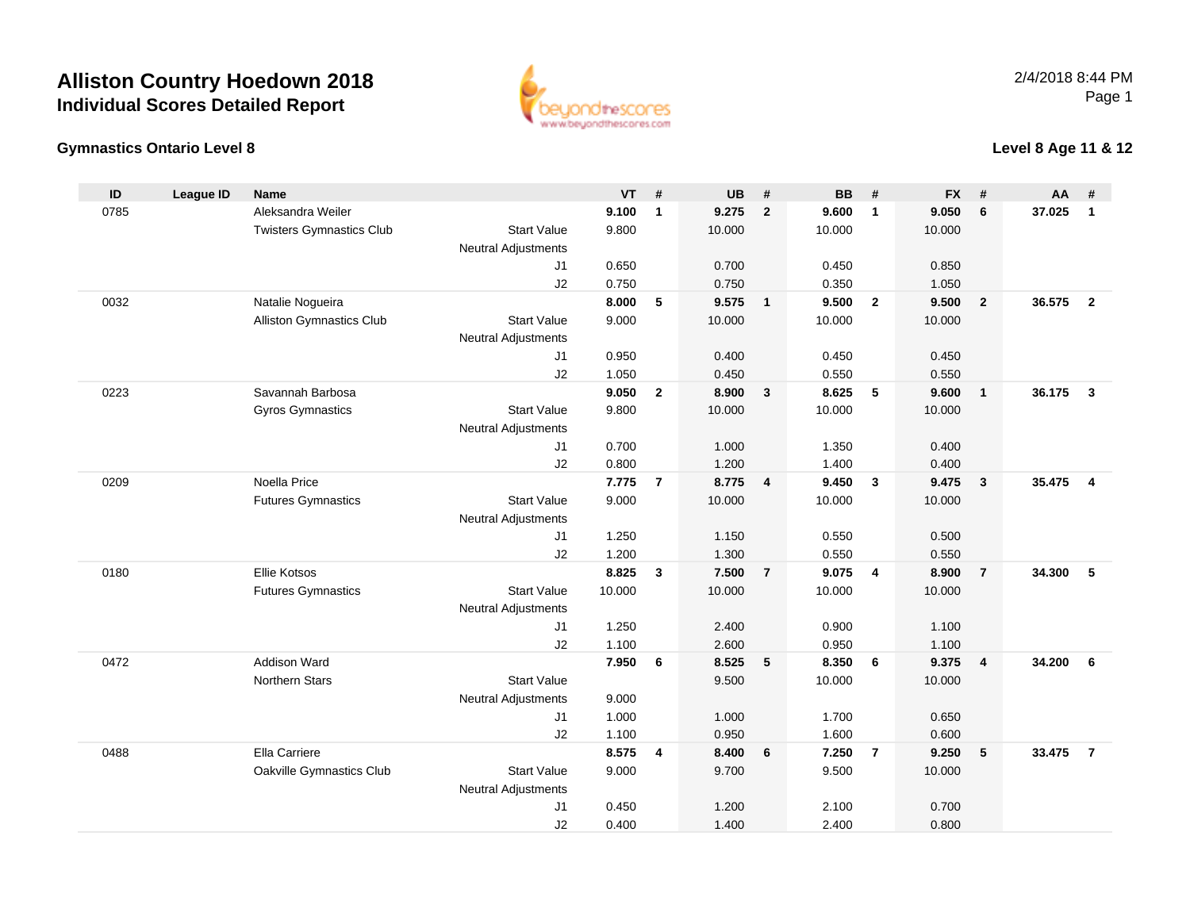# Alliston Country Hoedown 2018

## Individual Scores Detailed Report

### Gymnastics Ontario Level 8

### Level 8 Age 11 & 12

| ID | League ID | Name | | VT | # | UB | # | BB | # | FX | # | AA | # |
|---|---|---|---|---|---|---|---|---|---|---|---|---|---|
| 0785 | | Aleksandra Weiler | | **9.100** | **1** | **9.275** | **2** | **9.600** | **1** | **9.050** | **6** | **37.025** | **1** |
| | | Twisters Gymnastics Club | Start Value | 9.800 | | 10.000 | | 10.000 | | 10.000 | | | |
| | | | Neutral Adjustments | | | | | | | | | | |
| | | | J1 | 0.650 | | 0.700 | | 0.450 | | 0.850 | | | |
| | | | J2 | 0.750 | | 0.750 | | 0.350 | | 1.050 | | | |
| 0032 | | Natalie Nogueira | | **8.000** | **5** | **9.575** | **1** | **9.500** | **2** | **9.500** | **2** | **36.575** | **2** |
| | | Alliston Gymnastics Club | Start Value | 9.000 | | 10.000 | | 10.000 | | 10.000 | | | |
| | | | Neutral Adjustments | | | | | | | | | | |
| | | | J1 | 0.950 | | 0.400 | | 0.450 | | 0.450 | | | |
| | | | J2 | 1.050 | | 0.450 | | 0.550 | | 0.550 | | | |
| 0223 | | Savannah Barbosa | | **9.050** | **2** | **8.900** | **3** | **8.625** | **5** | **9.600** | **1** | **36.175** | **3** |
| | | Gyros Gymnastics | Start Value | 9.800 | | 10.000 | | 10.000 | | 10.000 | | | |
| | | | Neutral Adjustments | | | | | | | | | | |
| | | | J1 | 0.700 | | 1.000 | | 1.350 | | 0.400 | | | |
| | | | J2 | 0.800 | | 1.200 | | 1.400 | | 0.400 | | | |
| 0209 | | Noella Price | | **7.775** | **7** | **8.775** | **4** | **9.450** | **3** | **9.475** | **3** | **35.475** | **4** |
| | | Futures Gymnastics | Start Value | 9.000 | | 10.000 | | 10.000 | | 10.000 | | | |
| | | | Neutral Adjustments | | | | | | | | | | |
| | | | J1 | 1.250 | | 1.150 | | 0.550 | | 0.500 | | | |
| | | | J2 | 1.200 | | 1.300 | | 0.550 | | 0.550 | | | |
| 0180 | | Ellie Kotsos | | **8.825** | **3** | **7.500** | **7** | **9.075** | **4** | **8.900** | **7** | **34.300** | **5** |
| | | Futures Gymnastics | Start Value | 10.000 | | 10.000 | | 10.000 | | 10.000 | | | |
| | | | Neutral Adjustments | | | | | | | | | | |
| | | | J1 | 1.250 | | 2.400 | | 0.900 | | 1.100 | | | |
| | | | J2 | 1.100 | | 2.600 | | 0.950 | | 1.100 | | | |
| 0472 | | Addison Ward | | **7.950** | **6** | **8.525** | **5** | **8.350** | **6** | **9.375** | **4** | **34.200** | **6** |
| | | Northern Stars | Start Value | | | 9.500 | | 10.000 | | 10.000 | | | |
| | | | Neutral Adjustments | 9.000 | | | | | | | | | |
| | | | J1 | 1.000 | | 1.000 | | 1.700 | | 0.650 | | | |
| | | | J2 | 1.100 | | 0.950 | | 1.600 | | 0.600 | | | |
| 0488 | | Ella Carriere | | **8.575** | **4** | **8.400** | **6** | **7.250** | **7** | **9.250** | **5** | **33.475** | **7** |
| | | Oakville Gymnastics Club | Start Value | 9.000 | | 9.700 | | 9.500 | | 10.000 | | | |
| | | | Neutral Adjustments | | | | | | | | | | |
| | | | J1 | 0.450 | | 1.200 | | 2.100 | | 0.700 | | | |
| | | | J2 | 0.400 | | 1.400 | | 2.400 | | 0.800 | | | |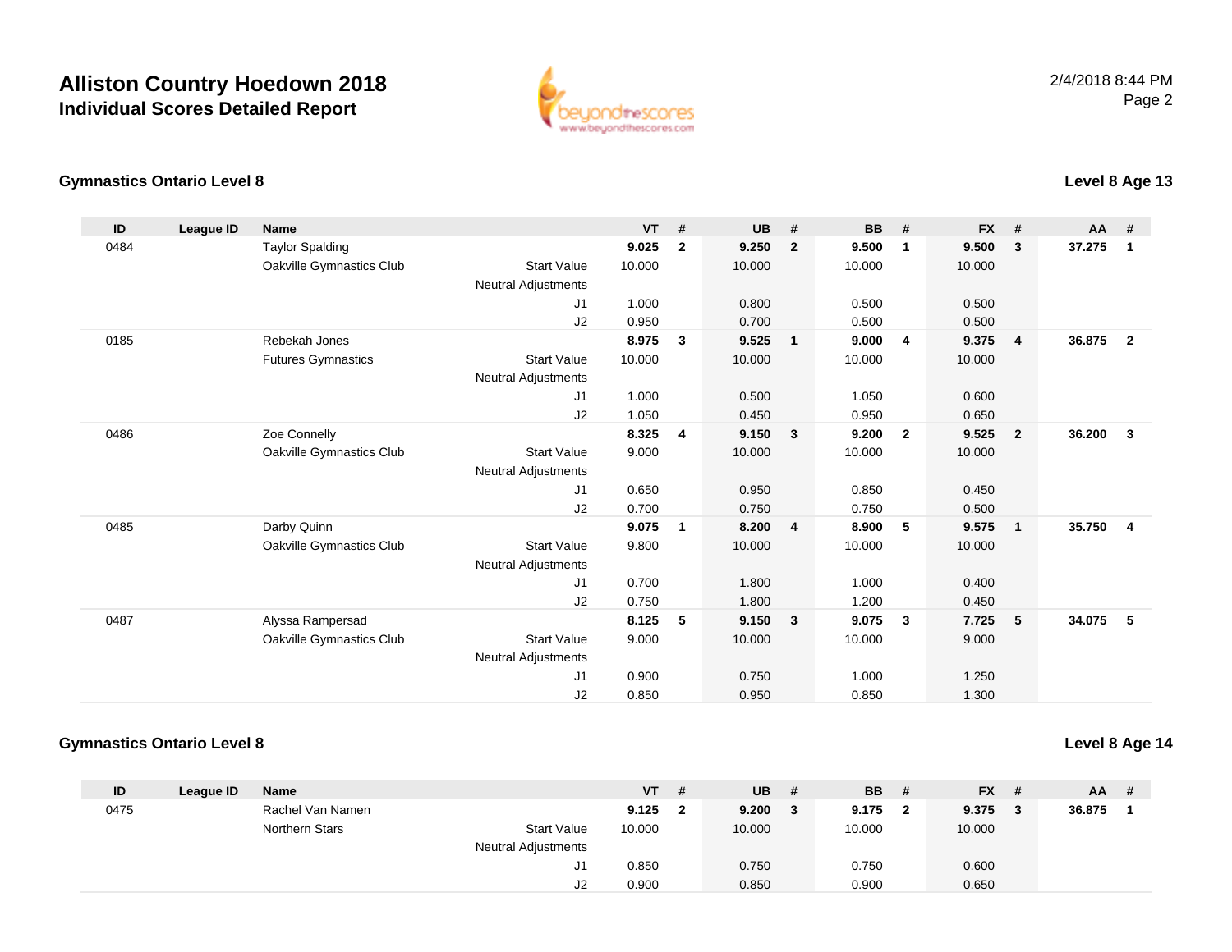# Alliston Country Hoedown 2018
## Individual Scores Detailed Report

2/4/2018 8:44 PM

### Gymnastics Ontario Level 8

**Level 8 Age 13**

| ID | League ID | Name | | VT | # | UB | # | BB | # | FX | # | AA | # |
|---|---|---|---|---|---|---|---|---|---|---|---|---|---|
| 0484 | | Taylor Spalding | | **9.025** | **2** | **9.250** | **2** | **9.500** | **1** | **9.500** | **3** | **37.275** | **1** |
| | | Oakville Gymnastics Club | Start Value | 10.000 | | 10.000 | | 10.000 | | 10.000 | | | |
| | | | Neutral Adjustments | | | | | | | | | | |
| | | | J1 | 1.000 | | 0.800 | | 0.500 | | 0.500 | | | |
| | | | J2 | 0.950 | | 0.700 | | 0.500 | | 0.500 | | | |
| 0185 | | Rebekah Jones | | **8.975** | **3** | **9.525** | **1** | **9.000** | **4** | **9.375** | **4** | **36.875** | **2** |
| | | Futures Gymnastics | Start Value | 10.000 | | 10.000 | | 10.000 | | 10.000 | | | |
| | | | Neutral Adjustments | | | | | | | | | | |
| | | | J1 | 1.000 | | 0.500 | | 1.050 | | 0.600 | | | |
| | | | J2 | 1.050 | | 0.450 | | 0.950 | | 0.650 | | | |
| 0486 | | Zoe Connelly | | **8.325** | **4** | **9.150** | **3** | **9.200** | **2** | **9.525** | **2** | **36.200** | **3** |
| | | Oakville Gymnastics Club | Start Value | 9.000 | | 10.000 | | 10.000 | | 10.000 | | | |
| | | | Neutral Adjustments | | | | | | | | | | |
| | | | J1 | 0.650 | | 0.950 | | 0.850 | | 0.450 | | | |
| | | | J2 | 0.700 | | 0.750 | | 0.750 | | 0.500 | | | |
| 0485 | | Darby Quinn | | **9.075** | **1** | **8.200** | **4** | **8.900** | **5** | **9.575** | **1** | **35.750** | **4** |
| | | Oakville Gymnastics Club | Start Value | 9.800 | | 10.000 | | 10.000 | | 10.000 | | | |
| | | | Neutral Adjustments | | | | | | | | | | |
| | | | J1 | 0.700 | | 1.800 | | 1.000 | | 0.400 | | | |
| | | | J2 | 0.750 | | 1.800 | | 1.200 | | 0.450 | | | |
| 0487 | | Alyssa Rampersad | | **8.125** | **5** | **9.150** | **3** | **9.075** | **3** | **7.725** | **5** | **34.075** | **5** |
| | | Oakville Gymnastics Club | Start Value | 9.000 | | 10.000 | | 10.000 | | 9.000 | | | |
| | | | Neutral Adjustments | | | | | | | | | | |
| | | | J1 | 0.900 | | 0.750 | | 1.000 | | 1.250 | | | |
| | | | J2 | 0.850 | | 0.950 | | 0.850 | | 1.300 | | | |

### Gymnastics Ontario Level 8

**Level 8 Age 14**

| ID | League ID | Name | | VT | # | UB | # | BB | # | FX | # | AA | # |
|---|---|---|---|---|---|---|---|---|---|---|---|---|---|
| 0475 | | Rachel Van Namen | | **9.125** | **2** | **9.200** | **3** | **9.175** | **2** | **9.375** | **3** | **36.875** | **1** |
| | | Northern Stars | Start Value | 10.000 | | 10.000 | | 10.000 | | 10.000 | | | |
| | | | Neutral Adjustments | | | | | | | | | | |
| | | | J1 | 0.850 | | 0.750 | | 0.750 | | 0.600 | | | |
| | | | J2 | 0.900 | | 0.850 | | 0.900 | | 0.650 | | | |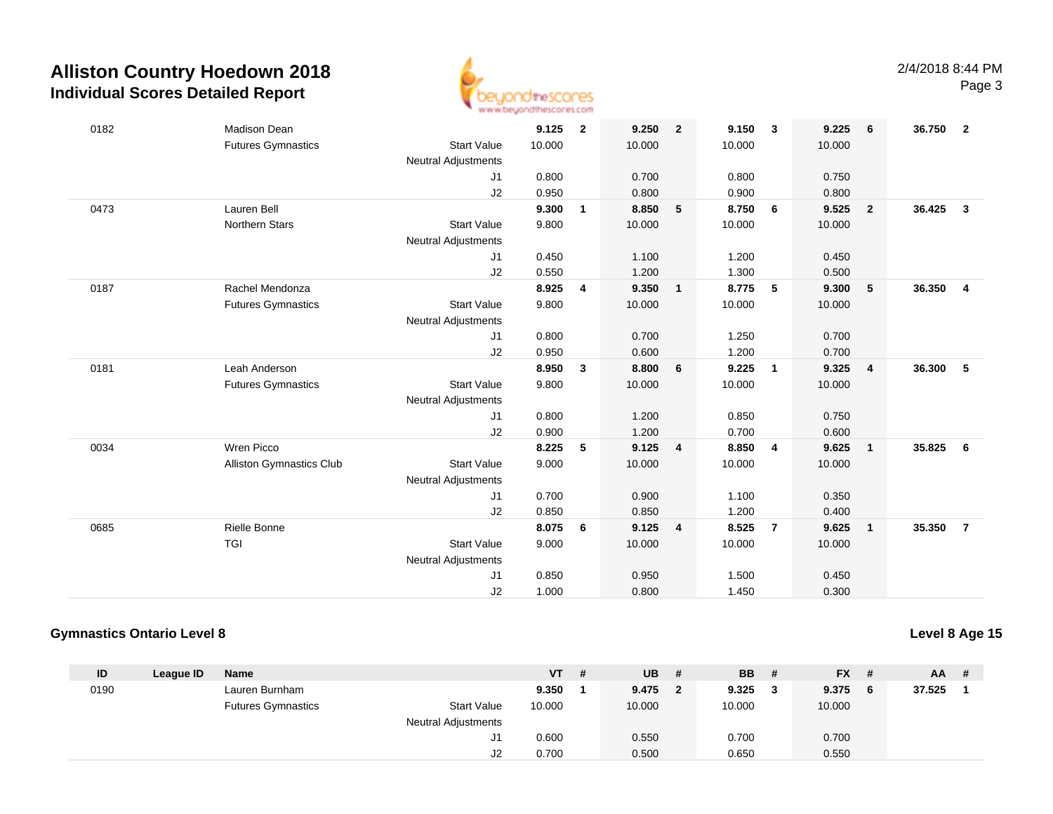# Alliston Country Hoedown 2018

## Individual Scores Detailed Report

2/4/2018 8:44 PM

| ID | League ID | Name | | VT | # | UB | # | BB | # | FX | # | AA | # |
|---|---|---|---|---|---|---|---|---|---|---|---|---|---|
| 0182 | | Madison Dean | | 9.125 | 2 | 9.250 | 2 | 9.150 | 3 | 9.225 | 6 | 36.750 | 2 |
| | | Futures Gymnastics | Start Value | 10.000 | | 10.000 | | 10.000 | | 10.000 | | | |
| | | | Neutral Adjustments | | | | | | | | | | |
| | | | J1 | 0.800 | | 0.700 | | 0.800 | | 0.750 | | | |
| | | | J2 | 0.950 | | 0.800 | | 0.900 | | 0.800 | | | |
| 0473 | | Lauren Bell | | 9.300 | 1 | 8.850 | 5 | 8.750 | 6 | 9.525 | 2 | 36.425 | 3 |
| | | Northern Stars | Start Value | 9.800 | | 10.000 | | 10.000 | | 10.000 | | | |
| | | | Neutral Adjustments | | | | | | | | | | |
| | | | J1 | 0.450 | | 1.100 | | 1.200 | | 0.450 | | | |
| | | | J2 | 0.550 | | 1.200 | | 1.300 | | 0.500 | | | |
| 0187 | | Rachel Mendonza | | 8.925 | 4 | 9.350 | 1 | 8.775 | 5 | 9.300 | 5 | 36.350 | 4 |
| | | Futures Gymnastics | Start Value | 9.800 | | 10.000 | | 10.000 | | 10.000 | | | |
| | | | Neutral Adjustments | | | | | | | | | | |
| | | | J1 | 0.800 | | 0.700 | | 1.250 | | 0.700 | | | |
| | | | J2 | 0.950 | | 0.600 | | 1.200 | | 0.700 | | | |
| 0181 | | Leah Anderson | | 8.950 | 3 | 8.800 | 6 | 9.225 | 1 | 9.325 | 4 | 36.300 | 5 |
| | | Futures Gymnastics | Start Value | 9.800 | | 10.000 | | 10.000 | | 10.000 | | | |
| | | | Neutral Adjustments | | | | | | | | | | |
| | | | J1 | 0.800 | | 1.200 | | 0.850 | | 0.750 | | | |
| | | | J2 | 0.900 | | 1.200 | | 0.700 | | 0.600 | | | |
| 0034 | | Wren Picco | | 8.225 | 5 | 9.125 | 4 | 8.850 | 4 | 9.625 | 1 | 35.825 | 6 |
| | | Alliston Gymnastics Club | Start Value | 9.000 | | 10.000 | | 10.000 | | 10.000 | | | |
| | | | Neutral Adjustments | | | | | | | | | | |
| | | | J1 | 0.700 | | 0.900 | | 1.100 | | 0.350 | | | |
| | | | J2 | 0.850 | | 0.850 | | 1.200 | | 0.400 | | | |
| 0685 | | Rielle Bonne | | 8.075 | 6 | 9.125 | 4 | 8.525 | 7 | 9.625 | 1 | 35.350 | 7 |
| | | TGI | Start Value | 9.000 | | 10.000 | | 10.000 | | 10.000 | | | |
| | | | Neutral Adjustments | | | | | | | | | | |
| | | | J1 | 0.850 | | 0.950 | | 1.500 | | 0.450 | | | |
| | | | J2 | 1.000 | | 0.800 | | 1.450 | | 0.300 | | | |

## Gymnastics Ontario Level 8

**Level 8 Age 15**

| ID | League ID | Name | | VT | # | UB | # | BB | # | FX | # | AA | # |
|---|---|---|---|---|---|---|---|---|---|---|---|---|---|
| 0190 | | Lauren Burnham | | 9.350 | 1 | 9.475 | 2 | 9.325 | 3 | 9.375 | 6 | 37.525 | 1 |
| | | Futures Gymnastics | Start Value | 10.000 | | 10.000 | | 10.000 | | 10.000 | | | |
| | | | Neutral Adjustments | | | | | | | | | | |
| | | | J1 | 0.600 | | 0.550 | | 0.700 | | 0.700 | | | |
| | | | J2 | 0.700 | | 0.500 | | 0.650 | | 0.550 | | | |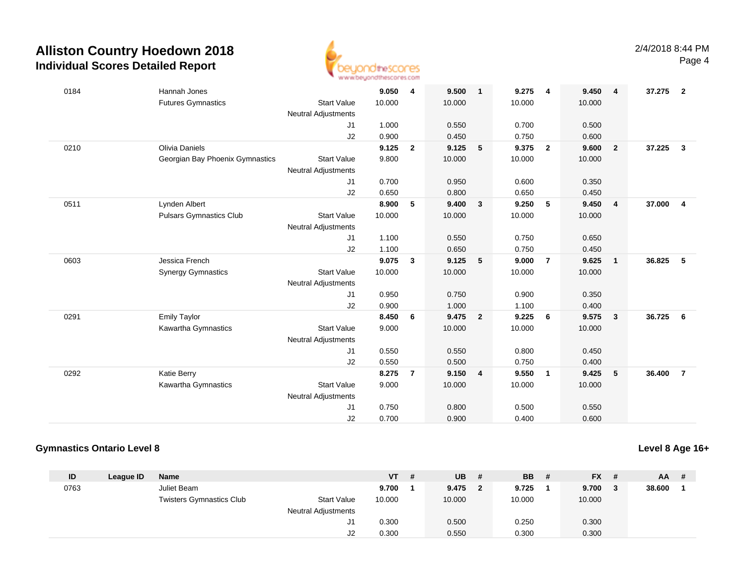# Alliston Country Hoedown 2018

## Individual Scores Detailed Report

| ID | League ID | Name | | VT | # | UB | # | BB | # | FX | # | AA | # |
|---|---|---|---|---|---|---|---|---|---|---|---|---|---|
| 0184 | | Hannah Jones | | **9.050** | **4** | **9.500** | **1** | **9.275** | **4** | **9.450** | **4** | **37.275** | **2** |
| | | Futures Gymnastics | Start Value | 10.000 | | 10.000 | | 10.000 | | 10.000 | | | |
| | | | Neutral Adjustments | | | | | | | | | | |
| | | | J1 | 1.000 | | 0.550 | | 0.700 | | 0.500 | | | |
| | | | J2 | 0.900 | | 0.450 | | 0.750 | | 0.600 | | | |
| 0210 | | Olivia Daniels | | **9.125** | **2** | **9.125** | **5** | **9.375** | **2** | **9.600** | **2** | **37.225** | **3** |
| | | Georgian Bay Phoenix Gymnastics | Start Value | 9.800 | | 10.000 | | 10.000 | | 10.000 | | | |
| | | | Neutral Adjustments | | | | | | | | | | |
| | | | J1 | 0.700 | | 0.950 | | 0.600 | | 0.350 | | | |
| | | | J2 | 0.650 | | 0.800 | | 0.650 | | 0.450 | | | |
| 0511 | | Lynden Albert | | **8.900** | **5** | **9.400** | **3** | **9.250** | **5** | **9.450** | **4** | **37.000** | **4** |
| | | Pulsars Gymnastics Club | Start Value | 10.000 | | 10.000 | | 10.000 | | 10.000 | | | |
| | | | Neutral Adjustments | | | | | | | | | | |
| | | | J1 | 1.100 | | 0.550 | | 0.750 | | 0.650 | | | |
| | | | J2 | 1.100 | | 0.650 | | 0.750 | | 0.450 | | | |
| 0603 | | Jessica French | | **9.075** | **3** | **9.125** | **5** | **9.000** | **7** | **9.625** | **1** | **36.825** | **5** |
| | | Synergy Gymnastics | Start Value | 10.000 | | 10.000 | | 10.000 | | 10.000 | | | |
| | | | Neutral Adjustments | | | | | | | | | | |
| | | | J1 | 0.950 | | 0.750 | | 0.900 | | 0.350 | | | |
| | | | J2 | 0.900 | | 1.000 | | 1.100 | | 0.400 | | | |
| 0291 | | Emily Taylor | | **8.450** | **6** | **9.475** | **2** | **9.225** | **6** | **9.575** | **3** | **36.725** | **6** |
| | | Kawartha Gymnastics | Start Value | 9.000 | | 10.000 | | 10.000 | | 10.000 | | | |
| | | | Neutral Adjustments | | | | | | | | | | |
| | | | J1 | 0.550 | | 0.550 | | 0.800 | | 0.450 | | | |
| | | | J2 | 0.550 | | 0.500 | | 0.750 | | 0.400 | | | |
| 0292 | | Katie Berry | | **8.275** | **7** | **9.150** | **4** | **9.550** | **1** | **9.425** | **5** | **36.400** | **7** |
| | | Kawartha Gymnastics | Start Value | 9.000 | | 10.000 | | 10.000 | | 10.000 | | | |
| | | | Neutral Adjustments | | | | | | | | | | |
| | | | J1 | 0.750 | | 0.800 | | 0.500 | | 0.550 | | | |
| | | | J2 | 0.700 | | 0.900 | | 0.400 | | 0.600 | | | |

### Gymnastics Ontario Level 8

**Level 8 Age 16+**

| ID | League ID | Name | | VT | # | UB | # | BB | # | FX | # | AA | # |
|---|---|---|---|---|---|---|---|---|---|---|---|---|---|
| 0763 | | Juliet Beam | | **9.700** | **1** | **9.475** | **2** | **9.725** | **1** | **9.700** | **3** | **38.600** | **1** |
| | | Twisters Gymnastics Club | Start Value | 10.000 | | 10.000 | | 10.000 | | 10.000 | | | |
| | | | Neutral Adjustments | | | | | | | | | | |
| | | | J1 | 0.300 | | 0.500 | | 0.250 | | 0.300 | | | |
| | | | J2 | 0.300 | | 0.550 | | 0.300 | | 0.300 | | | |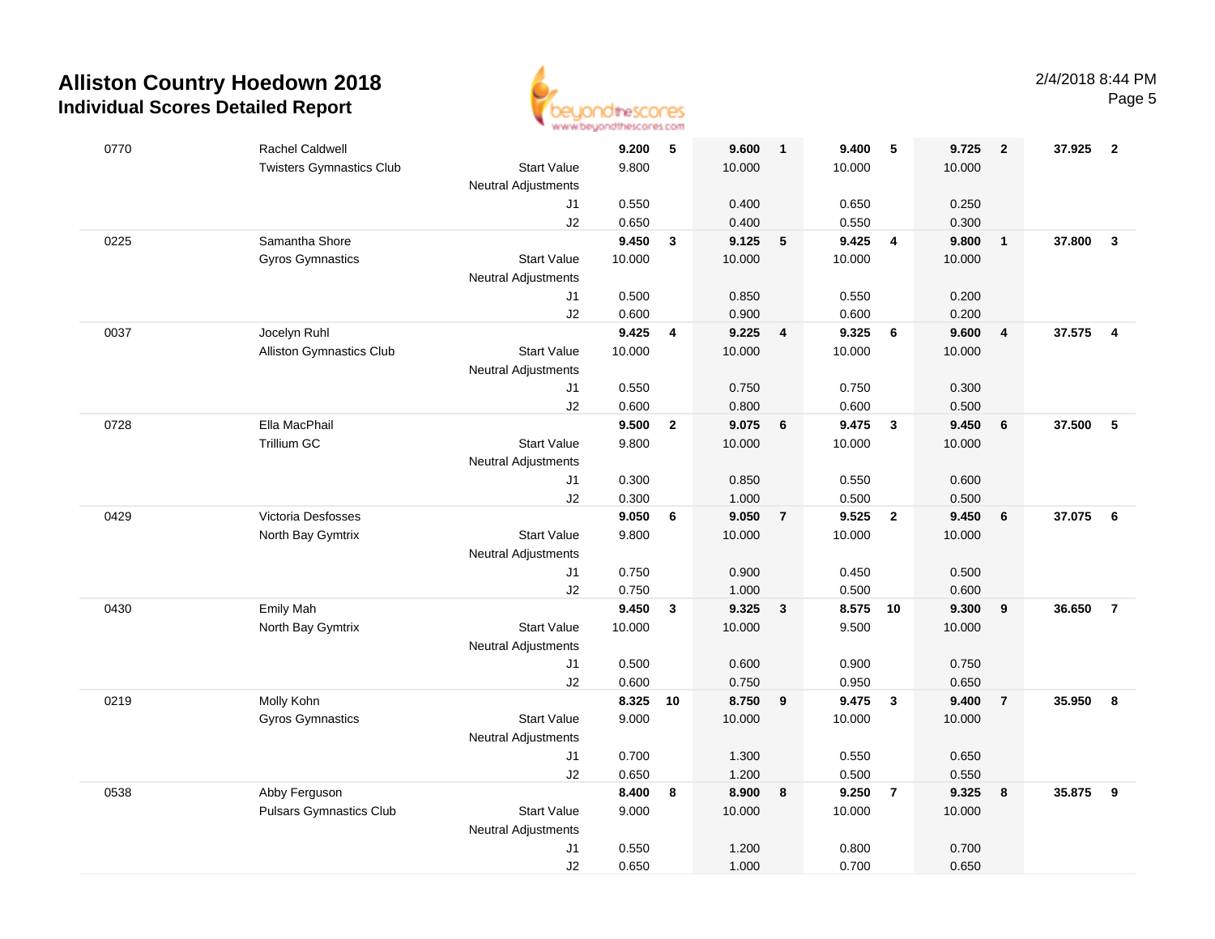# Alliston Country Hoedown 2018

## Individual Scores Detailed Report

2/4/2018 8:44 PM

| # | Name / Club | | Event 1 | Rank | Event 2 | Rank | Event 3 | Rank | Event 4 | Rank | AA | Rank |
|---|---|---|---|---|---|---|---|---|---|---|---|---|
| 0770 | Rachel Caldwell | | **9.200** | **5** | **9.600** | **1** | **9.400** | **5** | **9.725** | **2** | **37.925** | **2** |
| | Twisters Gymnastics Club | Start Value | 9.800 | | 10.000 | | 10.000 | | 10.000 | | | |
| | | Neutral Adjustments | | | | | | | | | | |
| | | J1 | 0.550 | | 0.400 | | 0.650 | | 0.250 | | | |
| | | J2 | 0.650 | | 0.400 | | 0.550 | | 0.300 | | | |
| 0225 | Samantha Shore | | **9.450** | **3** | **9.125** | **5** | **9.425** | **4** | **9.800** | **1** | **37.800** | **3** |
| | Gyros Gymnastics | Start Value | 10.000 | | 10.000 | | 10.000 | | 10.000 | | | |
| | | Neutral Adjustments | | | | | | | | | | |
| | | J1 | 0.500 | | 0.850 | | 0.550 | | 0.200 | | | |
| | | J2 | 0.600 | | 0.900 | | 0.600 | | 0.200 | | | |
| 0037 | Jocelyn Ruhl | | **9.425** | **4** | **9.225** | **4** | **9.325** | **6** | **9.600** | **4** | **37.575** | **4** |
| | Alliston Gymnastics Club | Start Value | 10.000 | | 10.000 | | 10.000 | | 10.000 | | | |
| | | Neutral Adjustments | | | | | | | | | | |
| | | J1 | 0.550 | | 0.750 | | 0.750 | | 0.300 | | | |
| | | J2 | 0.600 | | 0.800 | | 0.600 | | 0.500 | | | |
| 0728 | Ella MacPhail | | **9.500** | **2** | **9.075** | **6** | **9.475** | **3** | **9.450** | **6** | **37.500** | **5** |
| | Trillium GC | Start Value | 9.800 | | 10.000 | | 10.000 | | 10.000 | | | |
| | | Neutral Adjustments | | | | | | | | | | |
| | | J1 | 0.300 | | 0.850 | | 0.550 | | 0.600 | | | |
| | | J2 | 0.300 | | 1.000 | | 0.500 | | 0.500 | | | |
| 0429 | Victoria Desfosses | | **9.050** | **6** | **9.050** | **7** | **9.525** | **2** | **9.450** | **6** | **37.075** | **6** |
| | North Bay Gymtrix | Start Value | 9.800 | | 10.000 | | 10.000 | | 10.000 | | | |
| | | Neutral Adjustments | | | | | | | | | | |
| | | J1 | 0.750 | | 0.900 | | 0.450 | | 0.500 | | | |
| | | J2 | 0.750 | | 1.000 | | 0.500 | | 0.600 | | | |
| 0430 | Emily Mah | | **9.450** | **3** | **9.325** | **3** | **8.575** | **10** | **9.300** | **9** | **36.650** | **7** |
| | North Bay Gymtrix | Start Value | 10.000 | | 10.000 | | 9.500 | | 10.000 | | | |
| | | Neutral Adjustments | | | | | | | | | | |
| | | J1 | 0.500 | | 0.600 | | 0.900 | | 0.750 | | | |
| | | J2 | 0.600 | | 0.750 | | 0.950 | | 0.650 | | | |
| 0219 | Molly Kohn | | **8.325** | **10** | **8.750** | **9** | **9.475** | **3** | **9.400** | **7** | **35.950** | **8** |
| | Gyros Gymnastics | Start Value | 9.000 | | 10.000 | | 10.000 | | 10.000 | | | |
| | | Neutral Adjustments | | | | | | | | | | |
| | | J1 | 0.700 | | 1.300 | | 0.550 | | 0.650 | | | |
| | | J2 | 0.650 | | 1.200 | | 0.500 | | 0.550 | | | |
| 0538 | Abby Ferguson | | **8.400** | **8** | **8.900** | **8** | **9.250** | **7** | **9.325** | **8** | **35.875** | **9** |
| | Pulsars Gymnastics Club | Start Value | 9.000 | | 10.000 | | 10.000 | | 10.000 | | | |
| | | Neutral Adjustments | | | | | | | | | | |
| | | J1 | 0.550 | | 1.200 | | 0.800 | | 0.700 | | | |
| | | J2 | 0.650 | | 1.000 | | 0.700 | | 0.650 | | | |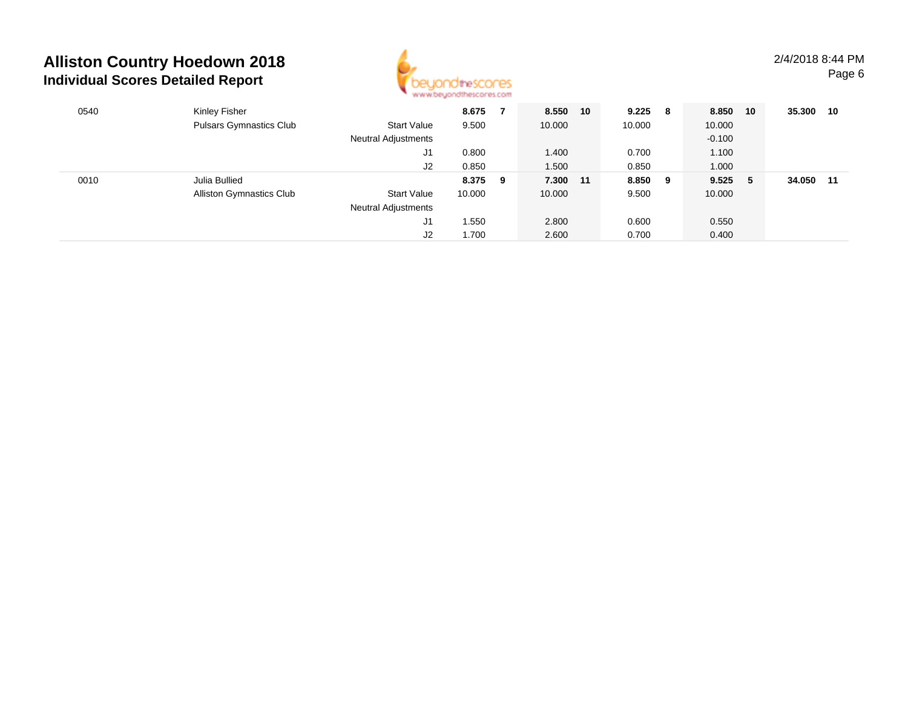# Alliston Country Hoedown 2018
## Individual Scores Detailed Report

| | | | | | | | | | | | | |
|---|---|---|---|---|---|---|---|---|---|---|---|---|
| 0540 | Kinley Fisher | | **8.675** | **7** | **8.550** | **10** | **9.225** | **8** | **8.850** | **10** | **35.300** | **10** |
| | Pulsars Gymnastics Club | Start Value | 9.500 | | 10.000 | | 10.000 | | 10.000 | | | |
| | | Neutral Adjustments | | | | | | | -0.100 | | | |
| | | J1 | 0.800 | | 1.400 | | 0.700 | | 1.100 | | | |
| | | J2 | 0.850 | | 1.500 | | 0.850 | | 1.000 | | | |
| 0010 | Julia Bullied | | **8.375** | **9** | **7.300** | **11** | **8.850** | **9** | **9.525** | **5** | **34.050** | **11** |
| | Alliston Gymnastics Club | Start Value | 10.000 | | 10.000 | | 9.500 | | 10.000 | | | |
| | | Neutral Adjustments | | | | | | | | | | |
| | | J1 | 1.550 | | 2.800 | | 0.600 | | 0.550 | | | |
| | | J2 | 1.700 | | 2.600 | | 0.700 | | 0.400 | | | |